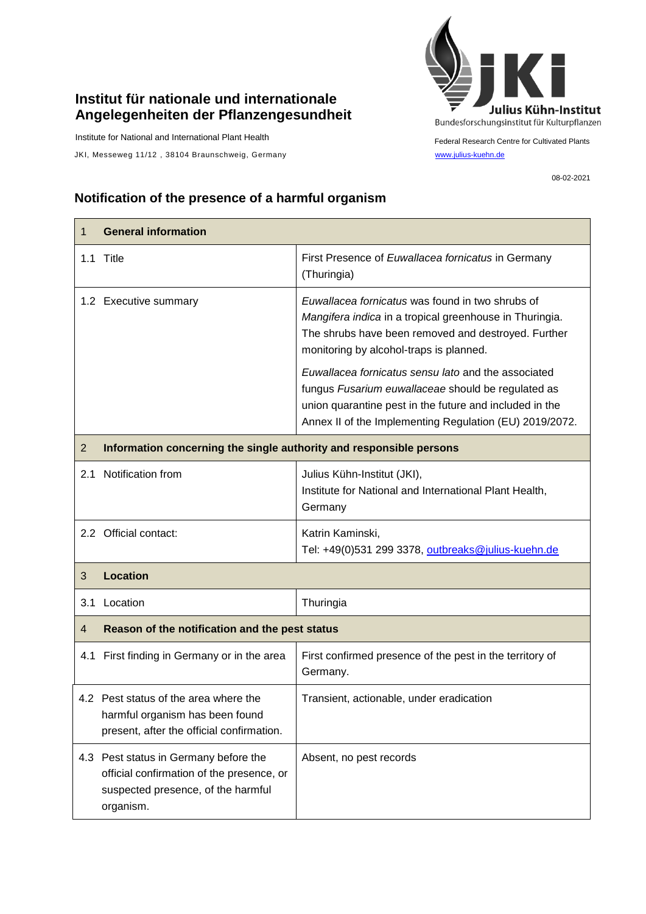# Institut für nationale und internationale Angelegenheiten der Pflanzengesundheit

Institute for National and International Plant Health

JKI, Messeweg 11/12 , 38104 Braunschweig, Germany

Julius Kühn-Institut

Bundesforschungsinstitut für Kulturpflanzen

Federal Research Centre for Cultivated Plants

www.julius-kuehn.de

08-02-2021

## Notification of the presence of a harmful organism

| 1 **General information** | |
|---|---|
| 1.1 Title | First Presence of *Euwallacea fornicatus* in Germany (Thuringia) |
| 1.2 Executive summary | *Euwallacea fornicatus* was found in two shrubs of *Mangifera indica* in a tropical greenhouse in Thuringia. The shrubs have been removed and destroyed. Further monitoring by alcohol-traps is planned.<br><br>*Euwallacea fornicatus sensu lato* and the associated fungus *Fusarium euwallaceae* should be regulated as union quarantine pest in the future and included in the Annex II of the Implementing Regulation (EU) 2019/2072. |
| 2 **Information concerning the single authority and responsible persons** | |
| 2.1 Notification from | Julius Kühn-Institut (JKI),<br>Institute for National and International Plant Health, Germany |
| 2.2 Official contact: | Katrin Kaminski,<br>Tel: +49(0)531 299 3378, outbreaks@julius-kuehn.de |
| 3 **Location** | |
| 3.1 Location | Thuringia |
| 4 **Reason of the notification and the pest status** | |
| 4.1 First finding in Germany or in the area | First confirmed presence of the pest in the territory of Germany. |
| 4.2 Pest status of the area where the harmful organism has been found present, after the official confirmation. | Transient, actionable, under eradication |
| 4.3 Pest status in Germany before the official confirmation of the presence, or suspected presence, of the harmful organism. | Absent, no pest records |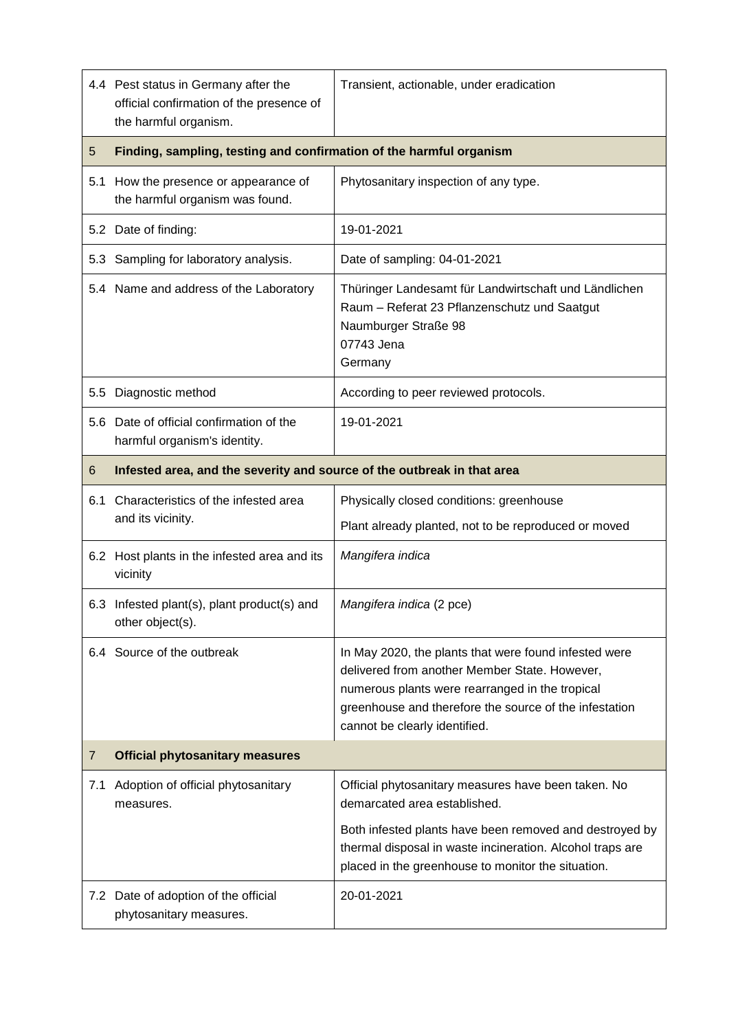| | | |
|---|---|---|
| 4.4 | Pest status in Germany after the official confirmation of the presence of the harmful organism. | Transient, actionable, under eradication |
| **5** | **Finding, sampling, testing and confirmation of the harmful organism** | |
| 5.1 | How the presence or appearance of the harmful organism was found. | Phytosanitary inspection of any type. |
| 5.2 | Date of finding: | 19-01-2021 |
| 5.3 | Sampling for laboratory analysis. | Date of sampling: 04-01-2021 |
| 5.4 | Name and address of the Laboratory | Thüringer Landesamt für Landwirtschaft und Ländlichen Raum – Referat 23 Pflanzenschutz und Saatgut<br>Naumburger Straße 98<br>07743 Jena<br>Germany |
| 5.5 | Diagnostic method | According to peer reviewed protocols. |
| 5.6 | Date of official confirmation of the harmful organism's identity. | 19-01-2021 |
| **6** | **Infested area, and the severity and source of the outbreak in that area** | |
| 6.1 | Characteristics of the infested area and its vicinity. | Physically closed conditions: greenhouse<br>Plant already planted, not to be reproduced or moved |
| 6.2 | Host plants in the infested area and its vicinity | *Mangifera indica* |
| 6.3 | Infested plant(s), plant product(s) and other object(s). | *Mangifera indica* (2 pce) |
| 6.4 | Source of the outbreak | In May 2020, the plants that were found infested were delivered from another Member State. However, numerous plants were rearranged in the tropical greenhouse and therefore the source of the infestation cannot be clearly identified. |
| **7** | **Official phytosanitary measures** | |
| 7.1 | Adoption of official phytosanitary measures. | Official phytosanitary measures have been taken. No demarcated area established.<br>Both infested plants have been removed and destroyed by thermal disposal in waste incineration. Alcohol traps are placed in the greenhouse to monitor the situation. |
| 7.2 | Date of adoption of the official phytosanitary measures. | 20-01-2021 |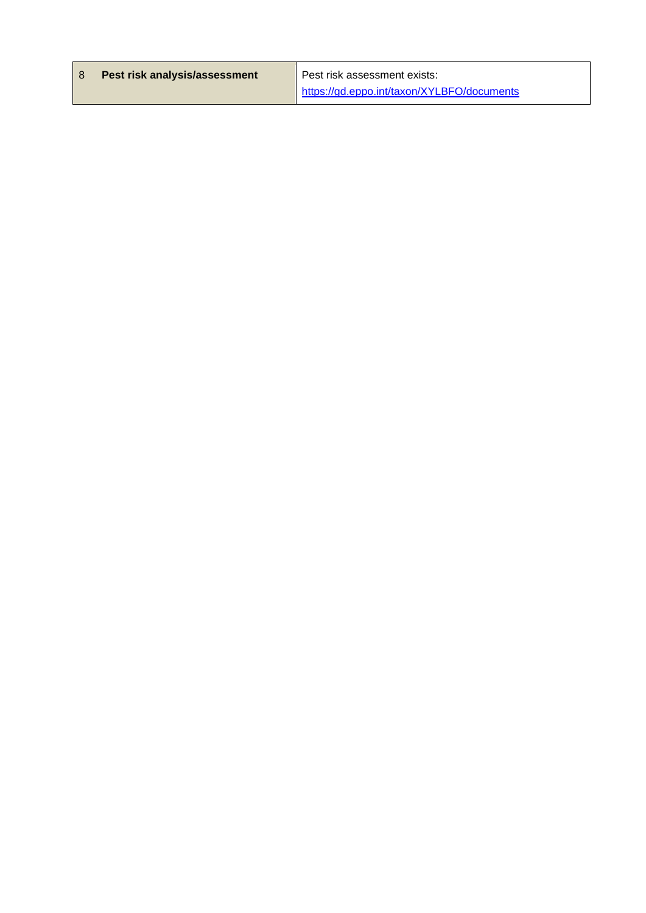| | | |
|---|---|---|
| 8 | **Pest risk analysis/assessment** | Pest risk assessment exists: https://gd.eppo.int/taxon/XYLBFO/documents |